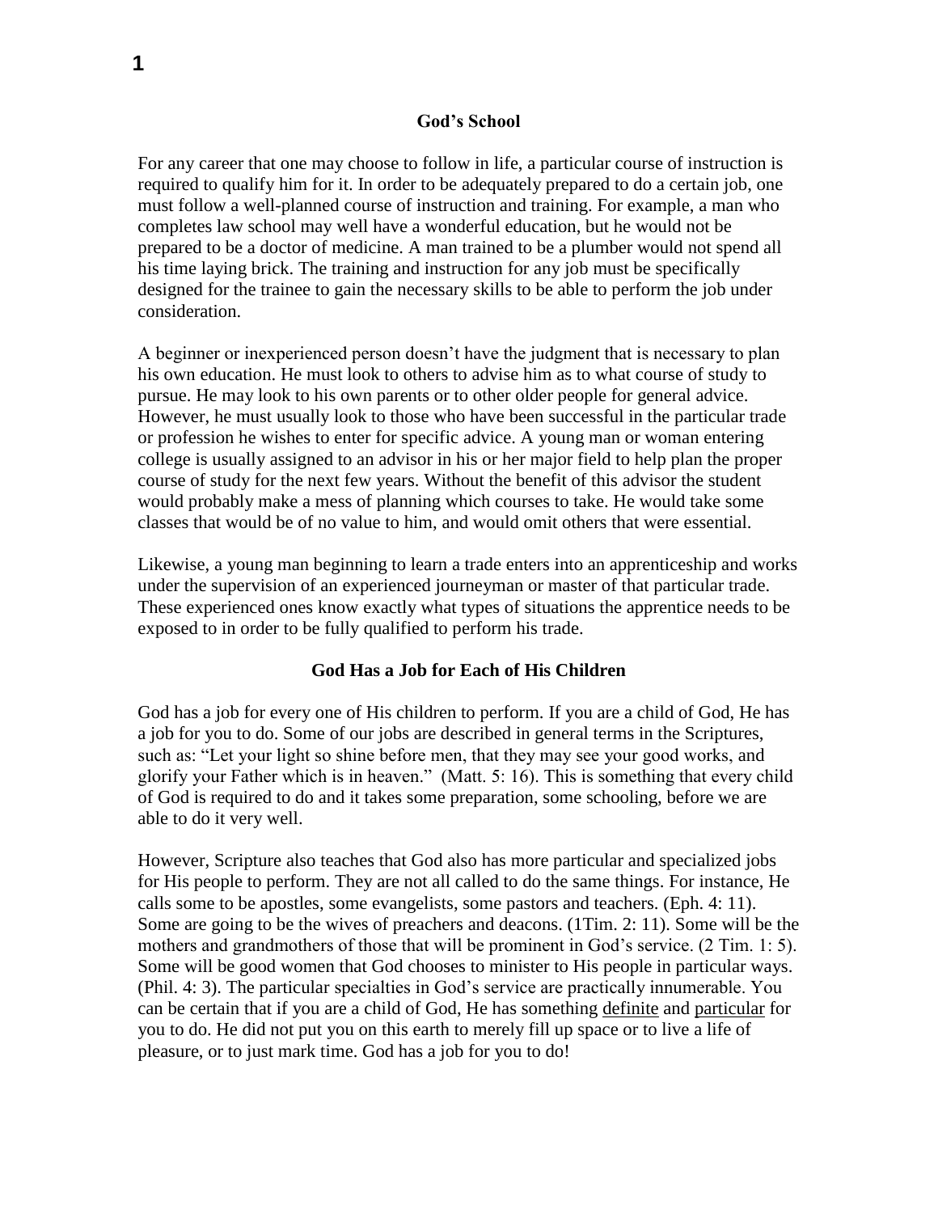# God's School

For any career that one may choose to follow in life, a particular course of instruction is required to qualify him for it. In order to be adequately prepared to do a certain job, one must follow a well-planned course of instruction and training. For example, a man who completes law school may well have a wonderful education, but he would not be prepared to be a doctor of medicine. A man trained to be a plumber would not spend all his time laying brick. The training and instruction for any job must be specifically designed for the trainee to gain the necessary skills to be able to perform the job under consideration.

A beginner or inexperienced person doesn't have the judgment that is necessary to plan his own education. He must look to others to advise him as to what course of study to pursue. He may look to his own parents or to other older people for general advice. However, he must usually look to those who have been successful in the particular trade or profession he wishes to enter for specific advice. A young man or woman entering college is usually assigned to an advisor in his or her major field to help plan the proper course of study for the next few years. Without the benefit of this advisor the student would probably make a mess of planning which courses to take. He would take some classes that would be of no value to him, and would omit others that were essential.

Likewise, a young man beginning to learn a trade enters into an apprenticeship and works under the supervision of an experienced journeyman or master of that particular trade. These experienced ones know exactly what types of situations the apprentice needs to be exposed to in order to be fully qualified to perform his trade.

## God Has a Job for Each of His Children

God has a job for every one of His children to perform. If you are a child of God, He has a job for you to do. Some of our jobs are described in general terms in the Scriptures, such as: "Let your light so shine before men, that they may see your good works, and glorify your Father which is in heaven." (Matt. 5: 16). This is something that every child of God is required to do and it takes some preparation, some schooling, before we are able to do it very well.

However, Scripture also teaches that God also has more particular and specialized jobs for His people to perform. They are not all called to do the same things. For instance, He calls some to be apostles, some evangelists, some pastors and teachers. (Eph. 4: 11). Some are going to be the wives of preachers and deacons. (1Tim. 2: 11). Some will be the mothers and grandmothers of those that will be prominent in God's service. (2 Tim. 1: 5). Some will be good women that God chooses to minister to His people in particular ways. (Phil. 4: 3). The particular specialties in God's service are practically innumerable. You can be certain that if you are a child of God, He has something <u>definite</u> and <u>particular</u> for you to do. He did not put you on this earth to merely fill up space or to live a life of pleasure, or to just mark time. God has a job for you to do!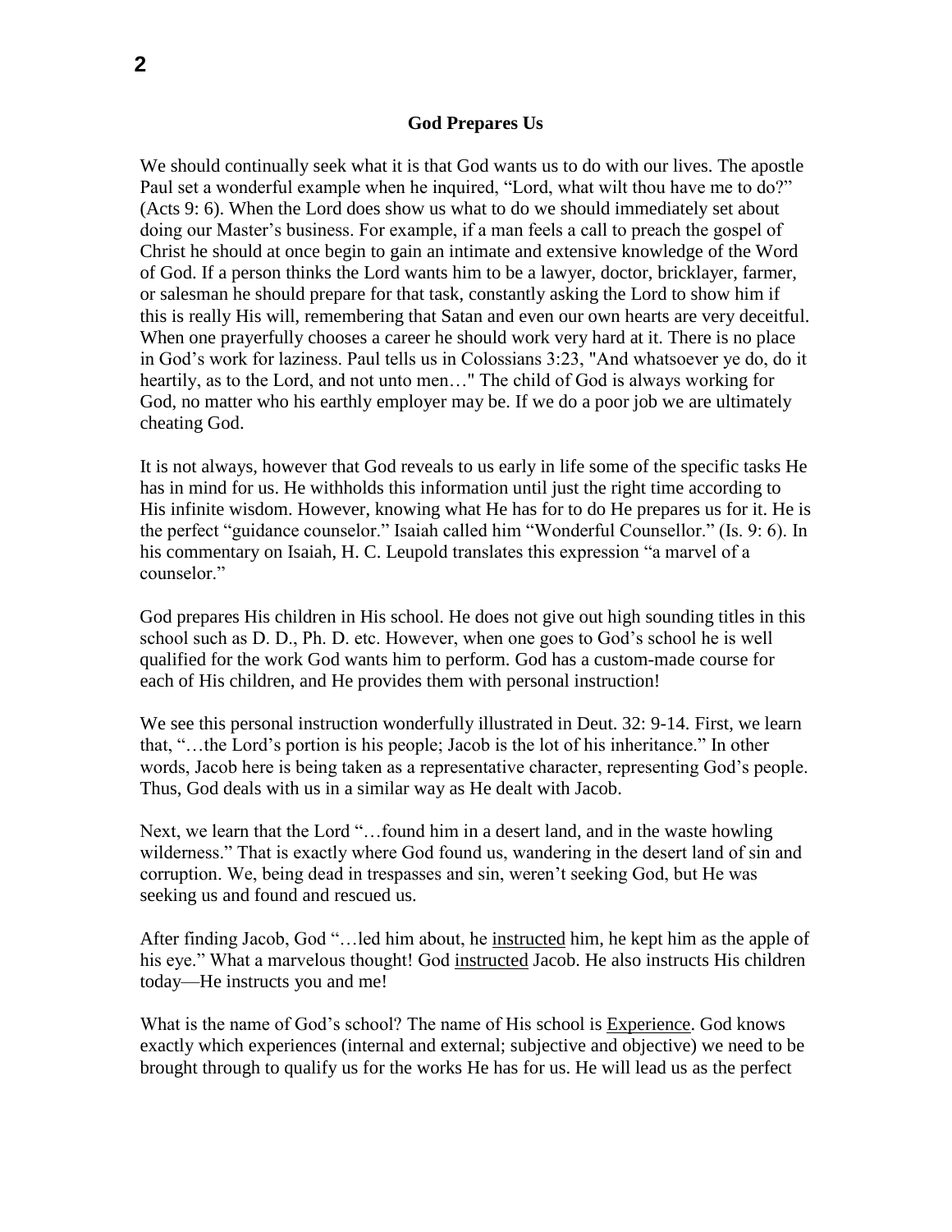## God Prepares Us

We should continually seek what it is that God wants us to do with our lives. The apostle Paul set a wonderful example when he inquired, "Lord, what wilt thou have me to do?" (Acts 9: 6). When the Lord does show us what to do we should immediately set about doing our Master's business. For example, if a man feels a call to preach the gospel of Christ he should at once begin to gain an intimate and extensive knowledge of the Word of God. If a person thinks the Lord wants him to be a lawyer, doctor, bricklayer, farmer, or salesman he should prepare for that task, constantly asking the Lord to show him if this is really His will, remembering that Satan and even our own hearts are very deceitful. When one prayerfully chooses a career he should work very hard at it. There is no place in God's work for laziness. Paul tells us in Colossians 3:23, "And whatsoever ye do, do it heartily, as to the Lord, and not unto men…" The child of God is always working for God, no matter who his earthly employer may be. If we do a poor job we are ultimately cheating God.

It is not always, however that God reveals to us early in life some of the specific tasks He has in mind for us. He withholds this information until just the right time according to His infinite wisdom. However, knowing what He has for to do He prepares us for it. He is the perfect "guidance counselor." Isaiah called him "Wonderful Counsellor." (Is. 9: 6). In his commentary on Isaiah, H. C. Leupold translates this expression "a marvel of a counselor."

God prepares His children in His school. He does not give out high sounding titles in this school such as D. D., Ph. D. etc. However, when one goes to God's school he is well qualified for the work God wants him to perform. God has a custom-made course for each of His children, and He provides them with personal instruction!

We see this personal instruction wonderfully illustrated in Deut. 32: 9-14. First, we learn that, "…the Lord's portion is his people; Jacob is the lot of his inheritance." In other words, Jacob here is being taken as a representative character, representing God's people. Thus, God deals with us in a similar way as He dealt with Jacob.

Next, we learn that the Lord "…found him in a desert land, and in the waste howling wilderness." That is exactly where God found us, wandering in the desert land of sin and corruption. We, being dead in trespasses and sin, weren't seeking God, but He was seeking us and found and rescued us.

After finding Jacob, God "…led him about, he <u>instructed</u> him, he kept him as the apple of his eye." What a marvelous thought! God <u>instructed</u> Jacob. He also instructs His children today—He instructs you and me!

What is the name of God's school? The name of His school is <u>Experience</u>. God knows exactly which experiences (internal and external; subjective and objective) we need to be brought through to qualify us for the works He has for us. He will lead us as the perfect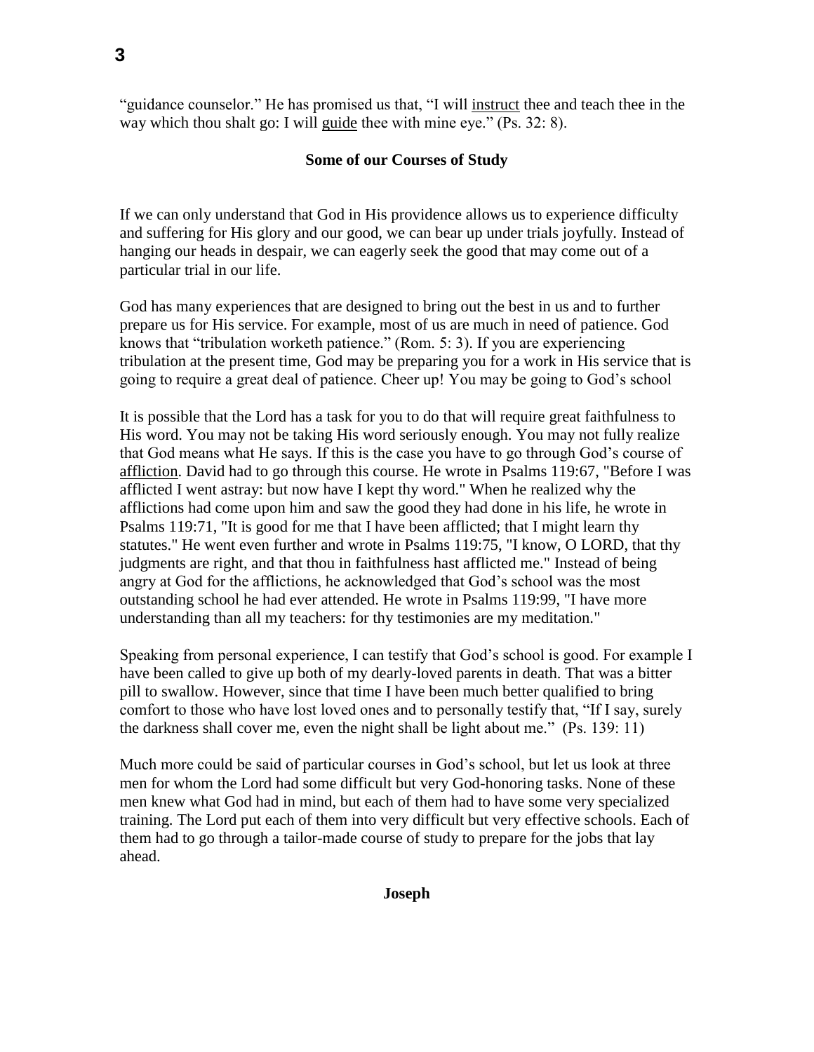"guidance counselor." He has promised us that, "I will <u>instruct</u> thee and teach thee in the way which thou shalt go: I will <u>guide</u> thee with mine eye." (Ps. 32: 8).

**Some of our Courses of Study**

If we can only understand that God in His providence allows us to experience difficulty and suffering for His glory and our good, we can bear up under trials joyfully. Instead of hanging our heads in despair, we can eagerly seek the good that may come out of a particular trial in our life.

God has many experiences that are designed to bring out the best in us and to further prepare us for His service. For example, most of us are much in need of patience. God knows that "tribulation worketh patience." (Rom. 5: 3). If you are experiencing tribulation at the present time, God may be preparing you for a work in His service that is going to require a great deal of patience. Cheer up! You may be going to God's school

It is possible that the Lord has a task for you to do that will require great faithfulness to His word. You may not be taking His word seriously enough. You may not fully realize that God means what He says. If this is the case you have to go through God's course of <u>affliction</u>. David had to go through this course. He wrote in Psalms 119:67, "Before I was afflicted I went astray: but now have I kept thy word." When he realized why the afflictions had come upon him and saw the good they had done in his life, he wrote in Psalms 119:71, "It is good for me that I have been afflicted; that I might learn thy statutes." He went even further and wrote in Psalms 119:75, "I know, O LORD, that thy judgments are right, and that thou in faithfulness hast afflicted me." Instead of being angry at God for the afflictions, he acknowledged that God's school was the most outstanding school he had ever attended. He wrote in Psalms 119:99, "I have more understanding than all my teachers: for thy testimonies are my meditation."

Speaking from personal experience, I can testify that God's school is good. For example I have been called to give up both of my dearly-loved parents in death. That was a bitter pill to swallow. However, since that time I have been much better qualified to bring comfort to those who have lost loved ones and to personally testify that, "If I say, surely the darkness shall cover me, even the night shall be light about me." (Ps. 139: 11)

Much more could be said of particular courses in God's school, but let us look at three men for whom the Lord had some difficult but very God-honoring tasks. None of these men knew what God had in mind, but each of them had to have some very specialized training. The Lord put each of them into very difficult but very effective schools. Each of them had to go through a tailor-made course of study to prepare for the jobs that lay ahead.

**Joseph**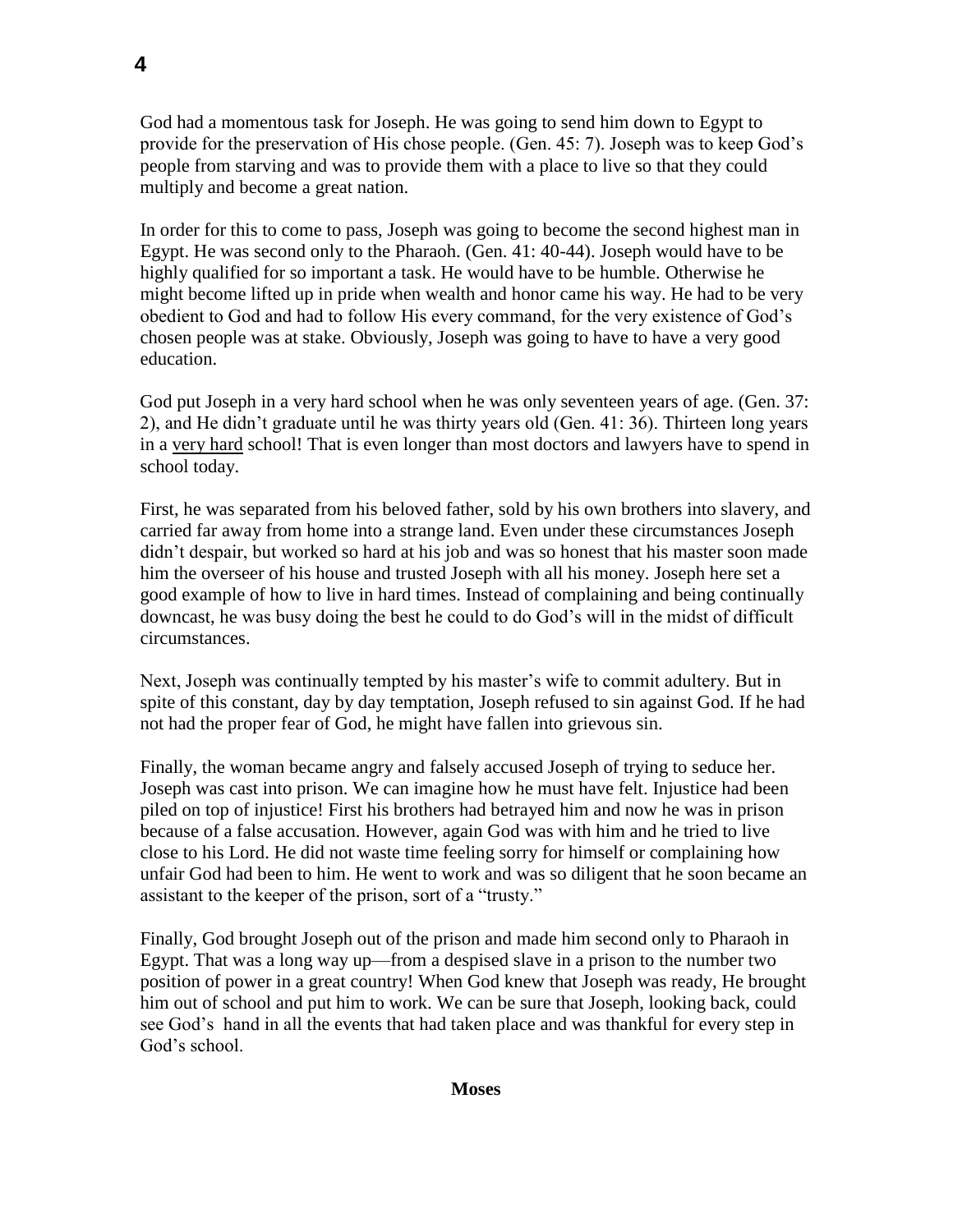God had a momentous task for Joseph. He was going to send him down to Egypt to provide for the preservation of His chose people. (Gen. 45: 7). Joseph was to keep God's people from starving and was to provide them with a place to live so that they could multiply and become a great nation.

In order for this to come to pass, Joseph was going to become the second highest man in Egypt. He was second only to the Pharaoh. (Gen. 41: 40-44). Joseph would have to be highly qualified for so important a task. He would have to be humble. Otherwise he might become lifted up in pride when wealth and honor came his way. He had to be very obedient to God and had to follow His every command, for the very existence of God's chosen people was at stake. Obviously, Joseph was going to have to have a very good education.

God put Joseph in a very hard school when he was only seventeen years of age. (Gen. 37: 2), and He didn't graduate until he was thirty years old (Gen. 41: 36). Thirteen long years in a <u>very hard</u> school! That is even longer than most doctors and lawyers have to spend in school today.

First, he was separated from his beloved father, sold by his own brothers into slavery, and carried far away from home into a strange land. Even under these circumstances Joseph didn't despair, but worked so hard at his job and was so honest that his master soon made him the overseer of his house and trusted Joseph with all his money. Joseph here set a good example of how to live in hard times. Instead of complaining and being continually downcast, he was busy doing the best he could to do God's will in the midst of difficult circumstances.

Next, Joseph was continually tempted by his master's wife to commit adultery. But in spite of this constant, day by day temptation, Joseph refused to sin against God. If he had not had the proper fear of God, he might have fallen into grievous sin.

Finally, the woman became angry and falsely accused Joseph of trying to seduce her. Joseph was cast into prison. We can imagine how he must have felt. Injustice had been piled on top of injustice! First his brothers had betrayed him and now he was in prison because of a false accusation. However, again God was with him and he tried to live close to his Lord. He did not waste time feeling sorry for himself or complaining how unfair God had been to him. He went to work and was so diligent that he soon became an assistant to the keeper of the prison, sort of a "trusty."

Finally, God brought Joseph out of the prison and made him second only to Pharaoh in Egypt. That was a long way up—from a despised slave in a prison to the number two position of power in a great country! When God knew that Joseph was ready, He brought him out of school and put him to work. We can be sure that Joseph, looking back, could see God's hand in all the events that had taken place and was thankful for every step in God's school.

**Moses**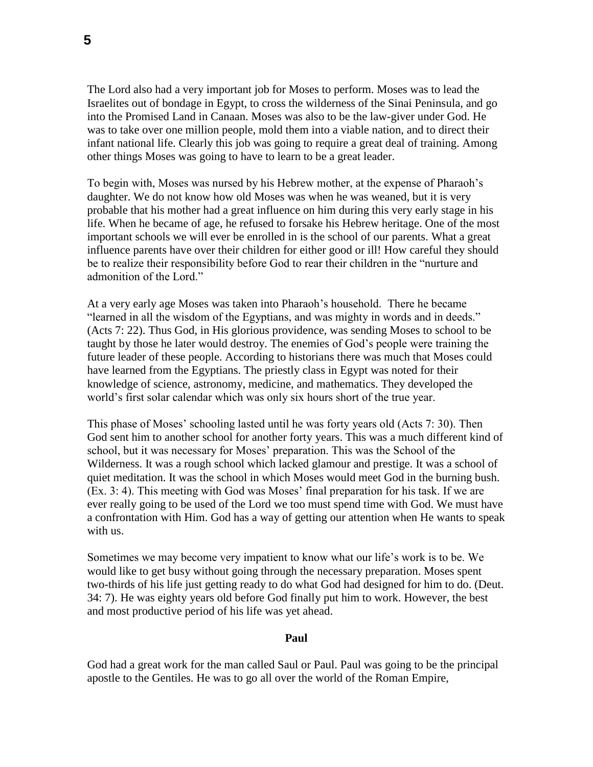The Lord also had a very important job for Moses to perform. Moses was to lead the Israelites out of bondage in Egypt, to cross the wilderness of the Sinai Peninsula, and go into the Promised Land in Canaan. Moses was also to be the law-giver under God. He was to take over one million people, mold them into a viable nation, and to direct their infant national life. Clearly this job was going to require a great deal of training. Among other things Moses was going to have to learn to be a great leader.

To begin with, Moses was nursed by his Hebrew mother, at the expense of Pharaoh's daughter. We do not know how old Moses was when he was weaned, but it is very probable that his mother had a great influence on him during this very early stage in his life. When he became of age, he refused to forsake his Hebrew heritage. One of the most important schools we will ever be enrolled in is the school of our parents. What a great influence parents have over their children for either good or ill! How careful they should be to realize their responsibility before God to rear their children in the "nurture and admonition of the Lord."

At a very early age Moses was taken into Pharaoh's household. There he became "learned in all the wisdom of the Egyptians, and was mighty in words and in deeds." (Acts 7: 22). Thus God, in His glorious providence, was sending Moses to school to be taught by those he later would destroy. The enemies of God's people were training the future leader of these people. According to historians there was much that Moses could have learned from the Egyptians. The priestly class in Egypt was noted for their knowledge of science, astronomy, medicine, and mathematics. They developed the world's first solar calendar which was only six hours short of the true year.

This phase of Moses' schooling lasted until he was forty years old (Acts 7: 30). Then God sent him to another school for another forty years. This was a much different kind of school, but it was necessary for Moses' preparation. This was the School of the Wilderness. It was a rough school which lacked glamour and prestige. It was a school of quiet meditation. It was the school in which Moses would meet God in the burning bush. (Ex. 3: 4). This meeting with God was Moses' final preparation for his task. If we are ever really going to be used of the Lord we too must spend time with God. We must have a confrontation with Him. God has a way of getting our attention when He wants to speak with us.

Sometimes we may become very impatient to know what our life's work is to be. We would like to get busy without going through the necessary preparation. Moses spent two-thirds of his life just getting ready to do what God had designed for him to do. (Deut. 34: 7). He was eighty years old before God finally put him to work. However, the best and most productive period of his life was yet ahead.

### Paul

God had a great work for the man called Saul or Paul. Paul was going to be the principal apostle to the Gentiles. He was to go all over the world of the Roman Empire,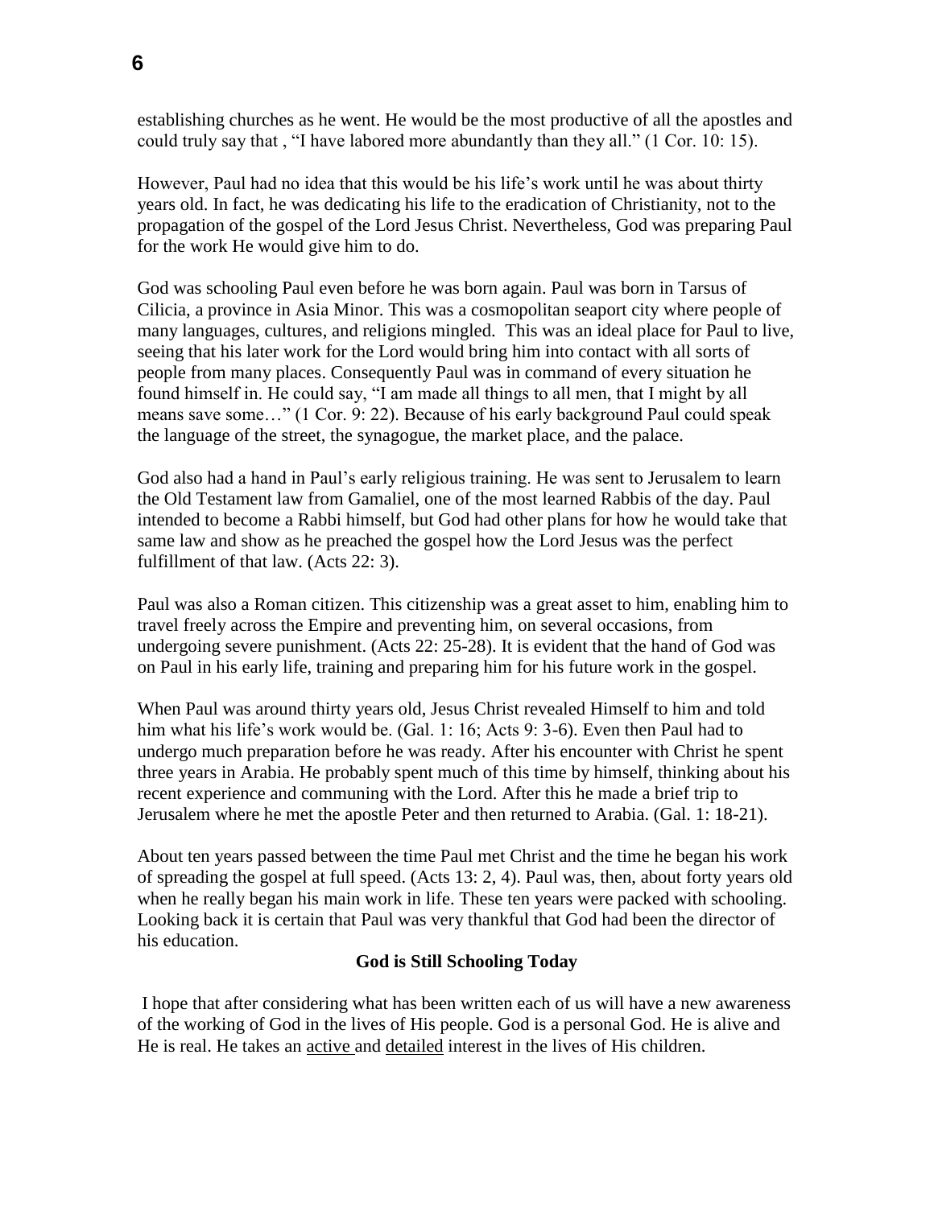establishing churches as he went. He would be the most productive of all the apostles and could truly say that , "I have labored more abundantly than they all." (1 Cor. 10: 15).

However, Paul had no idea that this would be his life's work until he was about thirty years old. In fact, he was dedicating his life to the eradication of Christianity, not to the propagation of the gospel of the Lord Jesus Christ. Nevertheless, God was preparing Paul for the work He would give him to do.

God was schooling Paul even before he was born again. Paul was born in Tarsus of Cilicia, a province in Asia Minor. This was a cosmopolitan seaport city where people of many languages, cultures, and religions mingled. This was an ideal place for Paul to live, seeing that his later work for the Lord would bring him into contact with all sorts of people from many places. Consequently Paul was in command of every situation he found himself in. He could say, "I am made all things to all men, that I might by all means save some…" (1 Cor. 9: 22). Because of his early background Paul could speak the language of the street, the synagogue, the market place, and the palace.

God also had a hand in Paul's early religious training. He was sent to Jerusalem to learn the Old Testament law from Gamaliel, one of the most learned Rabbis of the day. Paul intended to become a Rabbi himself, but God had other plans for how he would take that same law and show as he preached the gospel how the Lord Jesus was the perfect fulfillment of that law. (Acts 22: 3).

Paul was also a Roman citizen. This citizenship was a great asset to him, enabling him to travel freely across the Empire and preventing him, on several occasions, from undergoing severe punishment. (Acts 22: 25-28). It is evident that the hand of God was on Paul in his early life, training and preparing him for his future work in the gospel.

When Paul was around thirty years old, Jesus Christ revealed Himself to him and told him what his life's work would be. (Gal. 1: 16; Acts 9: 3-6). Even then Paul had to undergo much preparation before he was ready. After his encounter with Christ he spent three years in Arabia. He probably spent much of this time by himself, thinking about his recent experience and communing with the Lord. After this he made a brief trip to Jerusalem where he met the apostle Peter and then returned to Arabia. (Gal. 1: 18-21).

About ten years passed between the time Paul met Christ and the time he began his work of spreading the gospel at full speed. (Acts 13: 2, 4). Paul was, then, about forty years old when he really began his main work in life. These ten years were packed with schooling. Looking back it is certain that Paul was very thankful that God had been the director of his education.

**God is Still Schooling Today**

I hope that after considering what has been written each of us will have a new awareness of the working of God in the lives of His people. God is a personal God. He is alive and He is real. He takes an <u>active</u> and <u>detailed</u> interest in the lives of His children.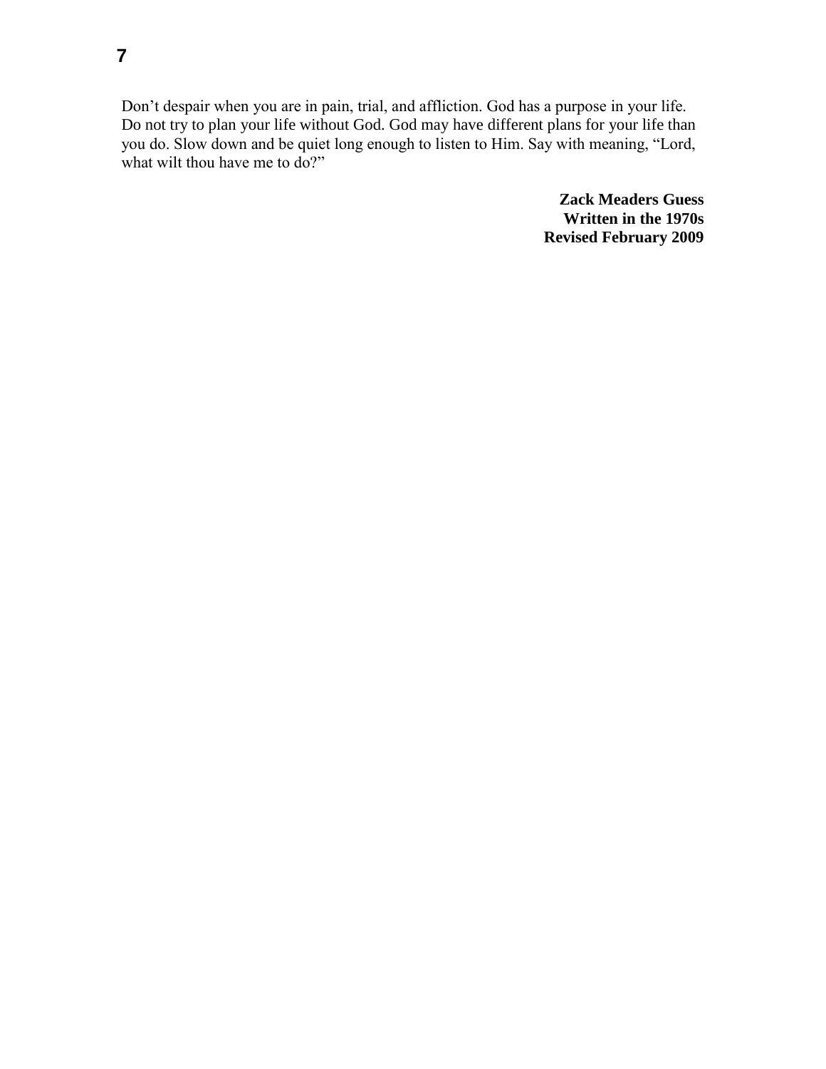Don't despair when you are in pain, trial, and affliction. God has a purpose in your life. Do not try to plan your life without God. God may have different plans for your life than you do. Slow down and be quiet long enough to listen to Him. Say with meaning, "Lord, what wilt thou have me to do?"

**Zack Meaders Guess**
**Written in the 1970s**
**Revised February 2009**